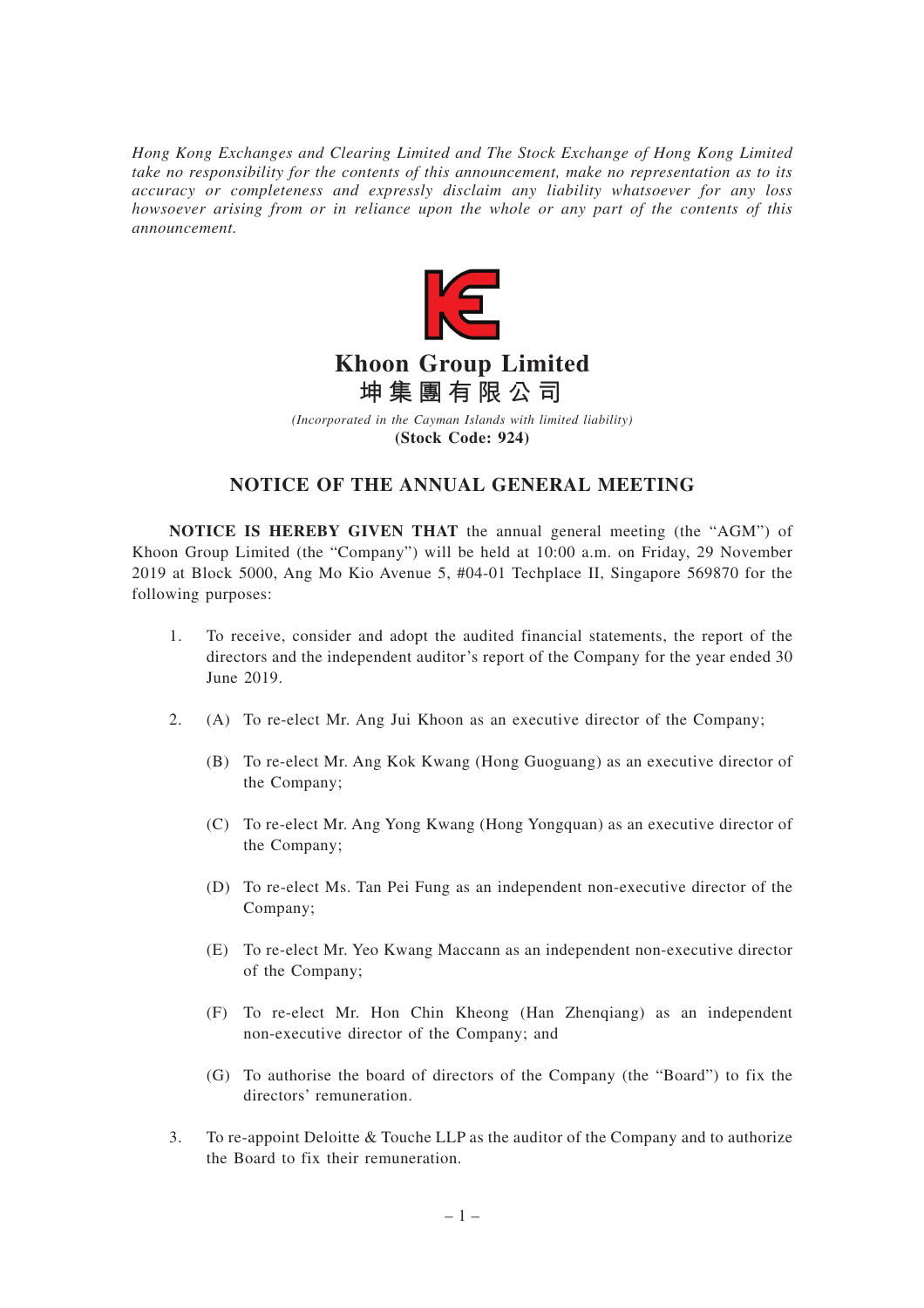*Hong Kong Exchanges and Clearing Limited and The Stock Exchange of Hong Kong Limited take no responsibility for the contents of this announcement, make no representation as to its accuracy or completeness and expressly disclaim any liability whatsoever for any loss howsoever arising from or in reliance upon the whole or any part of the contents of this announcement.*

# Khoon Group Limited
# 坤集團有限公司

*(Incorporated in the Cayman Islands with limited liability)*

**(Stock Code: 924)**

## NOTICE OF THE ANNUAL GENERAL MEETING

**NOTICE IS HEREBY GIVEN THAT** the annual general meeting (the "AGM") of Khoon Group Limited (the "Company") will be held at 10:00 a.m. on Friday, 29 November 2019 at Block 5000, Ang Mo Kio Avenue 5, #04-01 Techplace II, Singapore 569870 for the following purposes:

1. To receive, consider and adopt the audited financial statements, the report of the directors and the independent auditor's report of the Company for the year ended 30 June 2019.

2. (A) To re-elect Mr. Ang Jui Khoon as an executive director of the Company;

   (B) To re-elect Mr. Ang Kok Kwang (Hong Guoguang) as an executive director of the Company;

   (C) To re-elect Mr. Ang Yong Kwang (Hong Yongquan) as an executive director of the Company;

   (D) To re-elect Ms. Tan Pei Fung as an independent non-executive director of the Company;

   (E) To re-elect Mr. Yeo Kwang Maccann as an independent non-executive director of the Company;

   (F) To re-elect Mr. Hon Chin Kheong (Han Zhenqiang) as an independent non-executive director of the Company; and

   (G) To authorise the board of directors of the Company (the "Board") to fix the directors' remuneration.

3. To re-appoint Deloitte & Touche LLP as the auditor of the Company and to authorize the Board to fix their remuneration.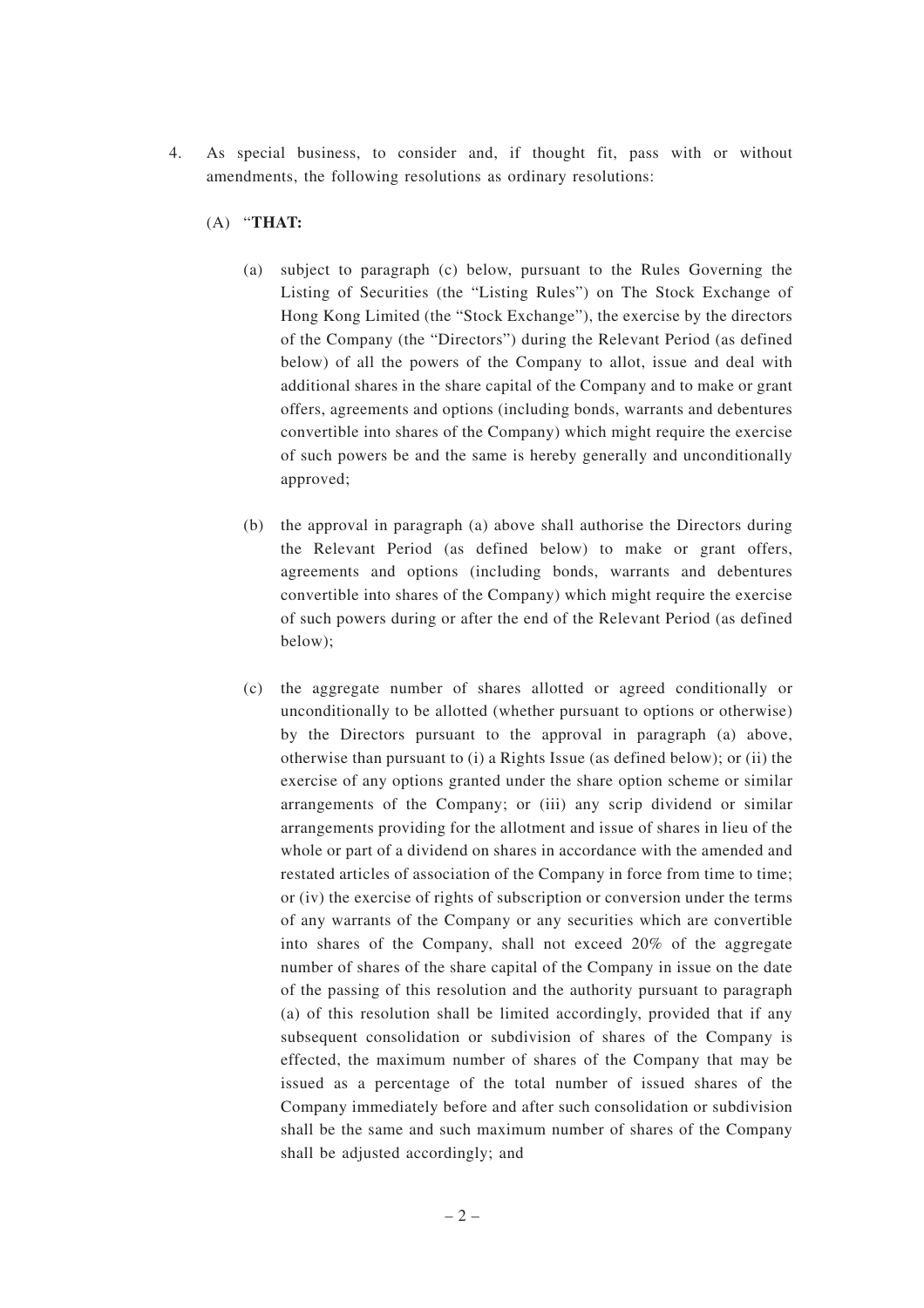4. As special business, to consider and, if thought fit, pass with or without amendments, the following resolutions as ordinary resolutions:

   (A) "**THAT:**

   (a) subject to paragraph (c) below, pursuant to the Rules Governing the Listing of Securities (the "Listing Rules") on The Stock Exchange of Hong Kong Limited (the "Stock Exchange"), the exercise by the directors of the Company (the "Directors") during the Relevant Period (as defined below) of all the powers of the Company to allot, issue and deal with additional shares in the share capital of the Company and to make or grant offers, agreements and options (including bonds, warrants and debentures convertible into shares of the Company) which might require the exercise of such powers be and the same is hereby generally and unconditionally approved;

   (b) the approval in paragraph (a) above shall authorise the Directors during the Relevant Period (as defined below) to make or grant offers, agreements and options (including bonds, warrants and debentures convertible into shares of the Company) which might require the exercise of such powers during or after the end of the Relevant Period (as defined below);

   (c) the aggregate number of shares allotted or agreed conditionally or unconditionally to be allotted (whether pursuant to options or otherwise) by the Directors pursuant to the approval in paragraph (a) above, otherwise than pursuant to (i) a Rights Issue (as defined below); or (ii) the exercise of any options granted under the share option scheme or similar arrangements of the Company; or (iii) any scrip dividend or similar arrangements providing for the allotment and issue of shares in lieu of the whole or part of a dividend on shares in accordance with the amended and restated articles of association of the Company in force from time to time; or (iv) the exercise of rights of subscription or conversion under the terms of any warrants of the Company or any securities which are convertible into shares of the Company, shall not exceed 20% of the aggregate number of shares of the share capital of the Company in issue on the date of the passing of this resolution and the authority pursuant to paragraph (a) of this resolution shall be limited accordingly, provided that if any subsequent consolidation or subdivision of shares of the Company is effected, the maximum number of shares of the Company that may be issued as a percentage of the total number of issued shares of the Company immediately before and after such consolidation or subdivision shall be the same and such maximum number of shares of the Company shall be adjusted accordingly; and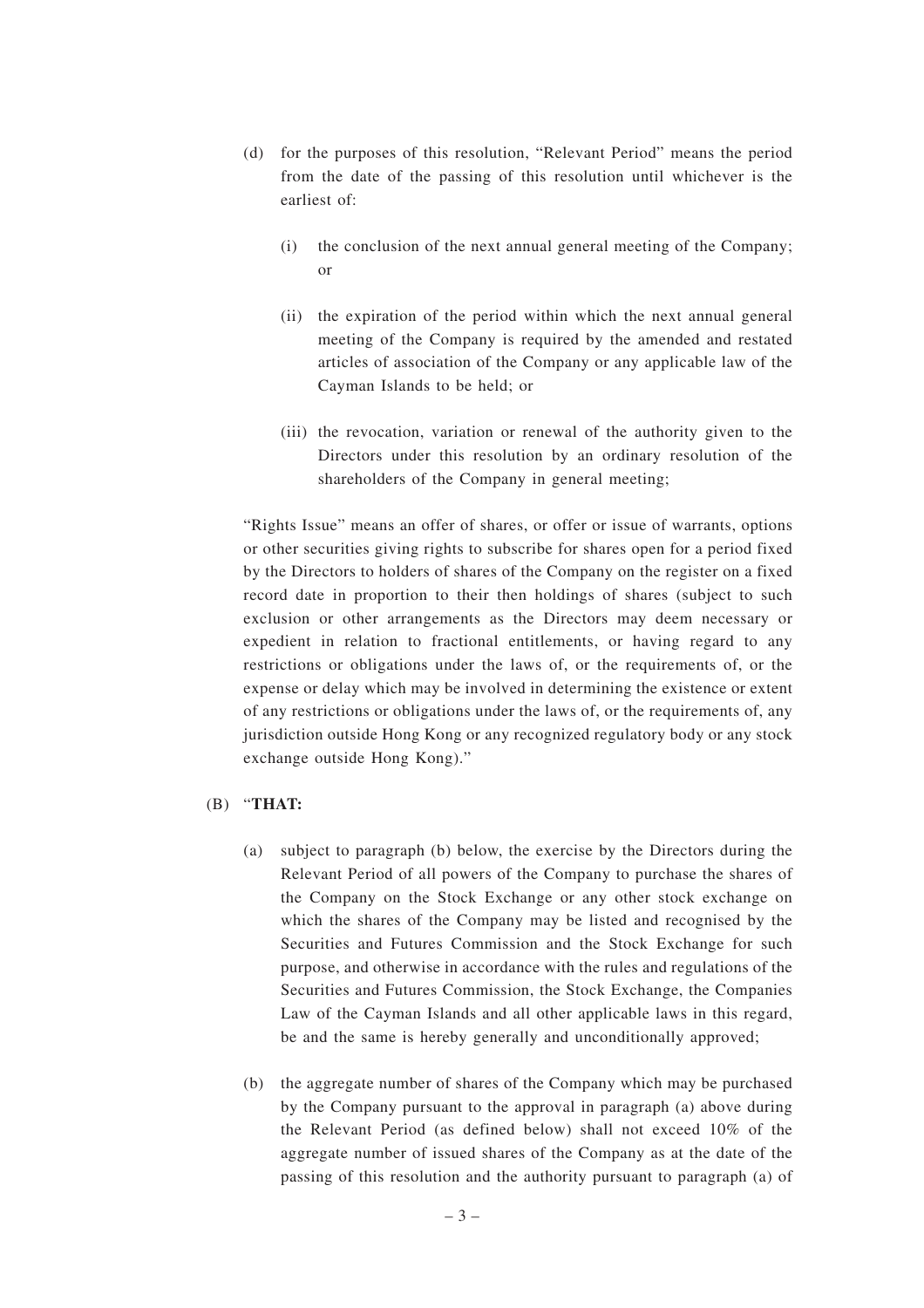(d) for the purposes of this resolution, "Relevant Period" means the period from the date of the passing of this resolution until whichever is the earliest of:

  (i) the conclusion of the next annual general meeting of the Company; or

  (ii) the expiration of the period within which the next annual general meeting of the Company is required by the amended and restated articles of association of the Company or any applicable law of the Cayman Islands to be held; or

  (iii) the revocation, variation or renewal of the authority given to the Directors under this resolution by an ordinary resolution of the shareholders of the Company in general meeting;

"Rights Issue" means an offer of shares, or offer or issue of warrants, options or other securities giving rights to subscribe for shares open for a period fixed by the Directors to holders of shares of the Company on the register on a fixed record date in proportion to their then holdings of shares (subject to such exclusion or other arrangements as the Directors may deem necessary or expedient in relation to fractional entitlements, or having regard to any restrictions or obligations under the laws of, or the requirements of, or the expense or delay which may be involved in determining the existence or extent of any restrictions or obligations under the laws of, or the requirements of, any jurisdiction outside Hong Kong or any recognized regulatory body or any stock exchange outside Hong Kong)."

(B) "**THAT:**

(a) subject to paragraph (b) below, the exercise by the Directors during the Relevant Period of all powers of the Company to purchase the shares of the Company on the Stock Exchange or any other stock exchange on which the shares of the Company may be listed and recognised by the Securities and Futures Commission and the Stock Exchange for such purpose, and otherwise in accordance with the rules and regulations of the Securities and Futures Commission, the Stock Exchange, the Companies Law of the Cayman Islands and all other applicable laws in this regard, be and the same is hereby generally and unconditionally approved;

(b) the aggregate number of shares of the Company which may be purchased by the Company pursuant to the approval in paragraph (a) above during the Relevant Period (as defined below) shall not exceed 10% of the aggregate number of issued shares of the Company as at the date of the passing of this resolution and the authority pursuant to paragraph (a) of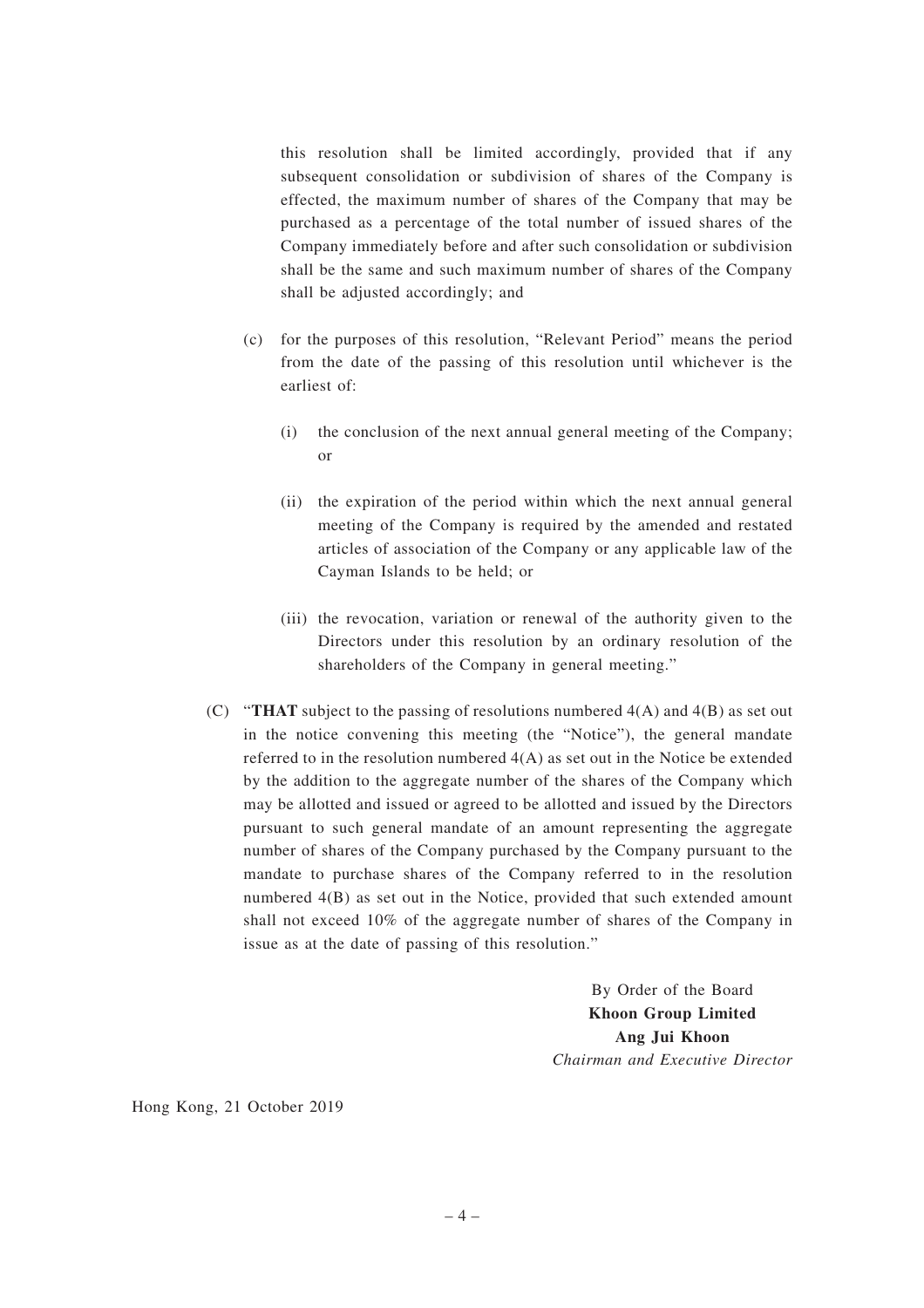this resolution shall be limited accordingly, provided that if any subsequent consolidation or subdivision of shares of the Company is effected, the maximum number of shares of the Company that may be purchased as a percentage of the total number of issued shares of the Company immediately before and after such consolidation or subdivision shall be the same and such maximum number of shares of the Company shall be adjusted accordingly; and

(c) for the purposes of this resolution, "Relevant Period" means the period from the date of the passing of this resolution until whichever is the earliest of:

(i) the conclusion of the next annual general meeting of the Company; or

(ii) the expiration of the period within which the next annual general meeting of the Company is required by the amended and restated articles of association of the Company or any applicable law of the Cayman Islands to be held; or

(iii) the revocation, variation or renewal of the authority given to the Directors under this resolution by an ordinary resolution of the shareholders of the Company in general meeting."

(C) "**THAT** subject to the passing of resolutions numbered 4(A) and 4(B) as set out in the notice convening this meeting (the "Notice"), the general mandate referred to in the resolution numbered 4(A) as set out in the Notice be extended by the addition to the aggregate number of the shares of the Company which may be allotted and issued or agreed to be allotted and issued by the Directors pursuant to such general mandate of an amount representing the aggregate number of shares of the Company purchased by the Company pursuant to the mandate to purchase shares of the Company referred to in the resolution numbered 4(B) as set out in the Notice, provided that such extended amount shall not exceed 10% of the aggregate number of shares of the Company in issue as at the date of passing of this resolution."

By Order of the Board
**Khoon Group Limited**
**Ang Jui Khoon**
*Chairman and Executive Director*

Hong Kong, 21 October 2019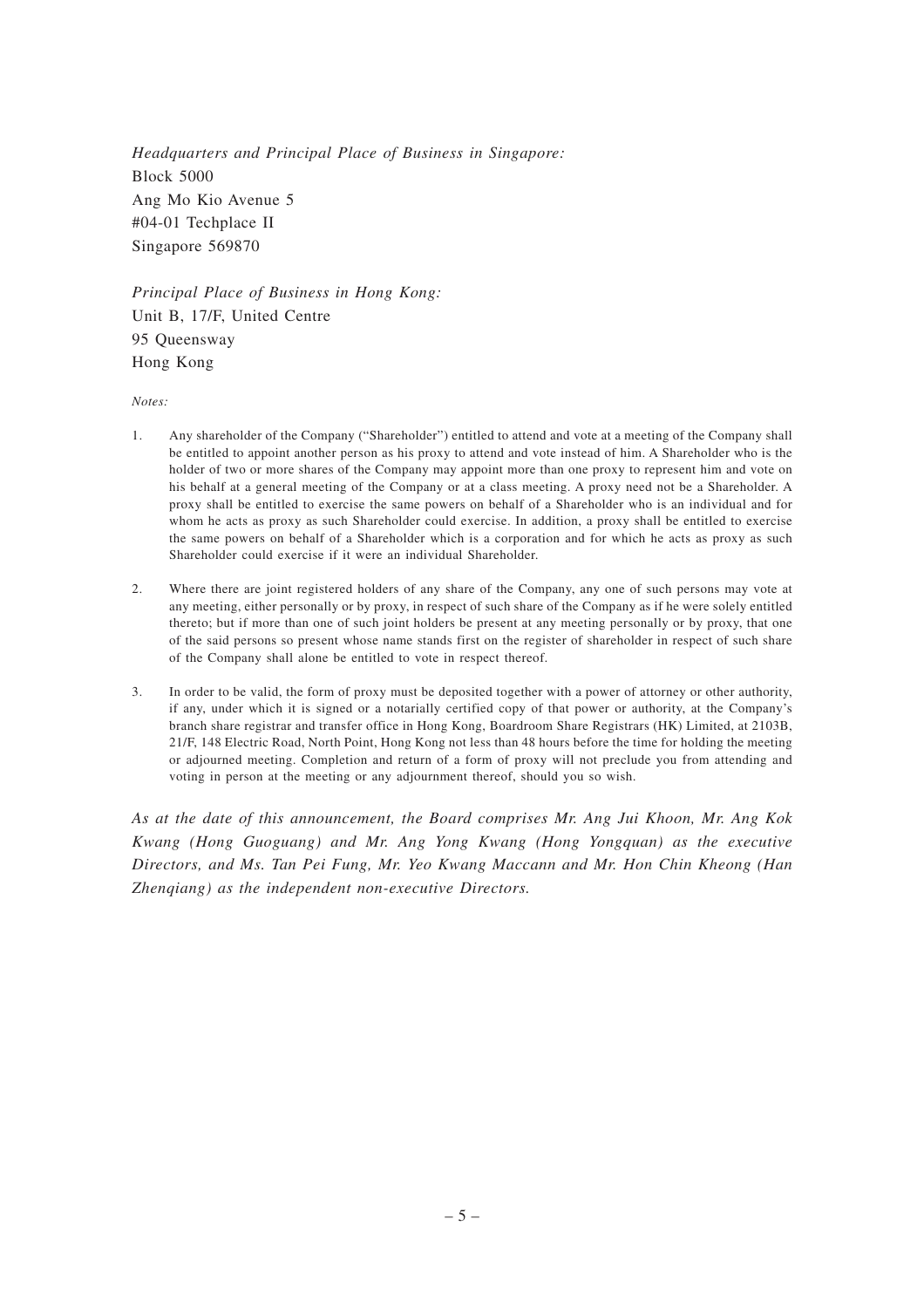*Headquarters and Principal Place of Business in Singapore:*
Block 5000
Ang Mo Kio Avenue 5
#04-01 Techplace II
Singapore 569870

*Principal Place of Business in Hong Kong:*
Unit B, 17/F, United Centre
95 Queensway
Hong Kong

*Notes:*

1. Any shareholder of the Company ("Shareholder") entitled to attend and vote at a meeting of the Company shall be entitled to appoint another person as his proxy to attend and vote instead of him. A Shareholder who is the holder of two or more shares of the Company may appoint more than one proxy to represent him and vote on his behalf at a general meeting of the Company or at a class meeting. A proxy need not be a Shareholder. A proxy shall be entitled to exercise the same powers on behalf of a Shareholder who is an individual and for whom he acts as proxy as such Shareholder could exercise. In addition, a proxy shall be entitled to exercise the same powers on behalf of a Shareholder which is a corporation and for which he acts as proxy as such Shareholder could exercise if it were an individual Shareholder.

2. Where there are joint registered holders of any share of the Company, any one of such persons may vote at any meeting, either personally or by proxy, in respect of such share of the Company as if he were solely entitled thereto; but if more than one of such joint holders be present at any meeting personally or by proxy, that one of the said persons so present whose name stands first on the register of shareholder in respect of such share of the Company shall alone be entitled to vote in respect thereof.

3. In order to be valid, the form of proxy must be deposited together with a power of attorney or other authority, if any, under which it is signed or a notarially certified copy of that power or authority, at the Company's branch share registrar and transfer office in Hong Kong, Boardroom Share Registrars (HK) Limited, at 2103B, 21/F, 148 Electric Road, North Point, Hong Kong not less than 48 hours before the time for holding the meeting or adjourned meeting. Completion and return of a form of proxy will not preclude you from attending and voting in person at the meeting or any adjournment thereof, should you so wish.

*As at the date of this announcement, the Board comprises Mr. Ang Jui Khoon, Mr. Ang Kok Kwang (Hong Guoguang) and Mr. Ang Yong Kwang (Hong Yongquan) as the executive Directors, and Ms. Tan Pei Fung, Mr. Yeo Kwang Maccann and Mr. Hon Chin Kheong (Han Zhenqiang) as the independent non-executive Directors.*